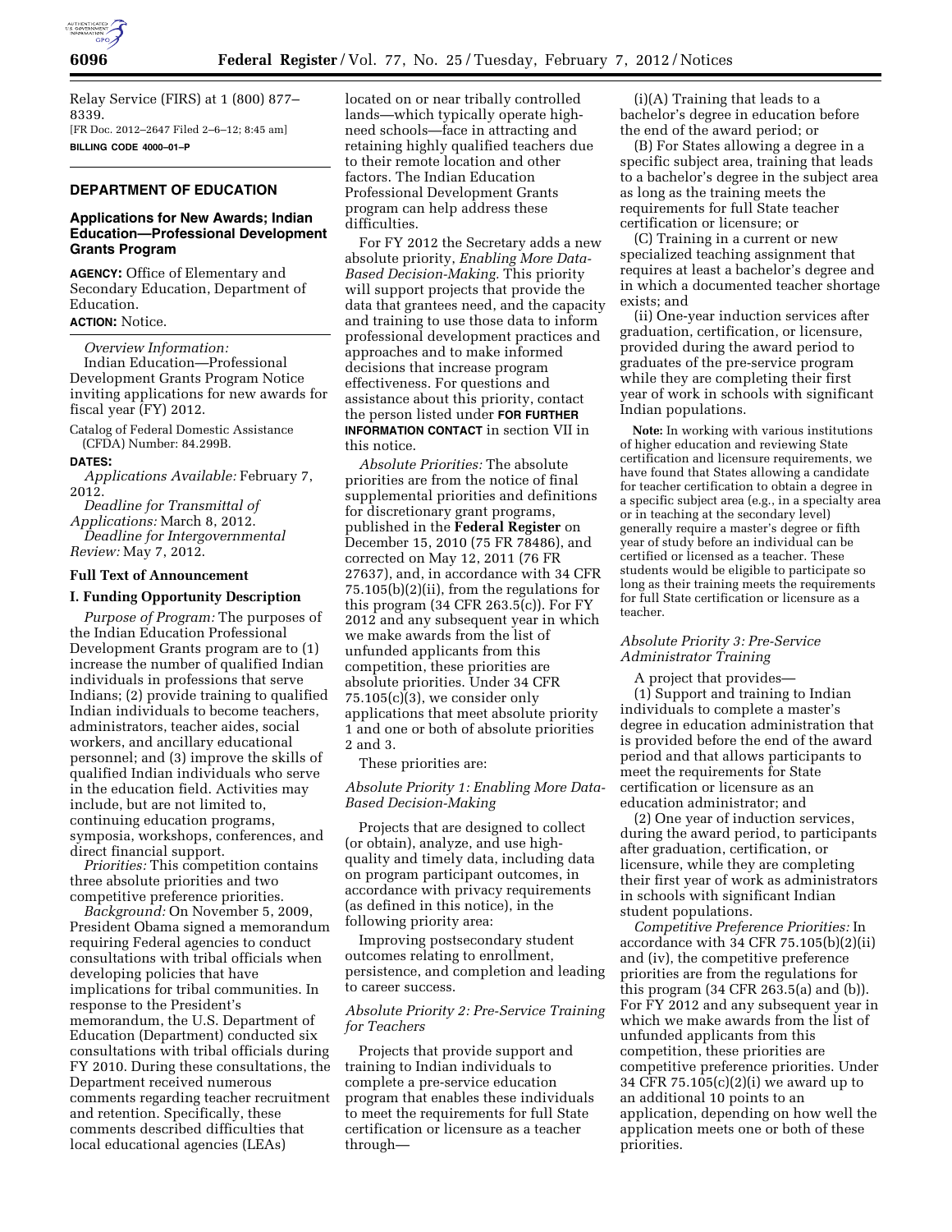Relay Service (FIRS) at 1 (800) 877–8339.

[FR Doc. 2012–2647 Filed 2–6–12; 8:45 am]

**BILLING CODE 4000–01–P**

## DEPARTMENT OF EDUCATION

### Applications for New Awards; Indian Education—Professional Development Grants Program

**AGENCY:** Office of Elementary and Secondary Education, Department of Education.

**ACTION:** Notice.

*Overview Information:*

Indian Education—Professional Development Grants Program Notice inviting applications for new awards for fiscal year (FY) 2012.

Catalog of Federal Domestic Assistance (CFDA) Number: 84.299B.

**DATES:**

*Applications Available:* February 7, 2012.

*Deadline for Transmittal of Applications:* March 8, 2012.

*Deadline for Intergovernmental Review:* May 7, 2012.

### Full Text of Announcement

### I. Funding Opportunity Description

*Purpose of Program:* The purposes of the Indian Education Professional Development Grants program are to (1) increase the number of qualified Indian individuals in professions that serve Indians; (2) provide training to qualified Indian individuals to become teachers, administrators, teacher aides, social workers, and ancillary educational personnel; and (3) improve the skills of qualified Indian individuals who serve in the education field. Activities may include, but are not limited to, continuing education programs, symposia, workshops, conferences, and direct financial support.

*Priorities:* This competition contains three absolute priorities and two competitive preference priorities.

*Background:* On November 5, 2009, President Obama signed a memorandum requiring Federal agencies to conduct consultations with tribal officials when developing policies that have implications for tribal communities. In response to the President's memorandum, the U.S. Department of Education (Department) conducted six consultations with tribal officials during FY 2010. During these consultations, the Department received numerous comments regarding teacher recruitment and retention. Specifically, these comments described difficulties that local educational agencies (LEAs) located on or near tribally controlled lands—which typically operate high-need schools—face in attracting and retaining highly qualified teachers due to their remote location and other factors. The Indian Education Professional Development Grants program can help address these difficulties.

For FY 2012 the Secretary adds a new absolute priority, *Enabling More Data-Based Decision-Making.* This priority will support projects that provide the data that grantees need, and the capacity and training to use those data to inform professional development practices and approaches and to make informed decisions that increase program effectiveness. For questions and assistance about this priority, contact the person listed under **FOR FURTHER INFORMATION CONTACT** in section VII in this notice.

*Absolute Priorities:* The absolute priorities are from the notice of final supplemental priorities and definitions for discretionary grant programs, published in the **Federal Register** on December 15, 2010 (75 FR 78486), and corrected on May 12, 2011 (76 FR 27637), and, in accordance with 34 CFR 75.105(b)(2)(ii), from the regulations for this program (34 CFR 263.5(c)). For FY 2012 and any subsequent year in which we make awards from the list of unfunded applicants from this competition, these priorities are absolute priorities. Under 34 CFR 75.105(c)(3), we consider only applications that meet absolute priority 1 and one or both of absolute priorities 2 and 3.

These priorities are:

*Absolute Priority 1: Enabling More Data-Based Decision-Making*

Projects that are designed to collect (or obtain), analyze, and use high-quality and timely data, including data on program participant outcomes, in accordance with privacy requirements (as defined in this notice), in the following priority area:

Improving postsecondary student outcomes relating to enrollment, persistence, and completion and leading to career success.

*Absolute Priority 2: Pre-Service Training for Teachers*

Projects that provide support and training to Indian individuals to complete a pre-service education program that enables these individuals to meet the requirements for full State certification or licensure as a teacher through—

(i)(A) Training that leads to a bachelor's degree in education before the end of the award period; or

(B) For States allowing a degree in a specific subject area, training that leads to a bachelor's degree in the subject area as long as the training meets the requirements for full State teacher certification or licensure; or

(C) Training in a current or new specialized teaching assignment that requires at least a bachelor's degree and in which a documented teacher shortage exists; and

(ii) One-year induction services after graduation, certification, or licensure, provided during the award period to graduates of the pre-service program while they are completing their first year of work in schools with significant Indian populations.

**Note:** In working with various institutions of higher education and reviewing State certification and licensure requirements, we have found that States allowing a candidate for teacher certification to obtain a degree in a specific subject area (e.g., in a specialty area or in teaching at the secondary level) generally require a master's degree or fifth year of study before an individual can be certified or licensed as a teacher. These students would be eligible to participate so long as their training meets the requirements for full State certification or licensure as a teacher.

*Absolute Priority 3: Pre-Service Administrator Training*

A project that provides—

(1) Support and training to Indian individuals to complete a master's degree in education administration that is provided before the end of the award period and that allows participants to meet the requirements for State certification or licensure as an education administrator; and

(2) One year of induction services, during the award period, to participants after graduation, certification, or licensure, while they are completing their first year of work as administrators in schools with significant Indian student populations.

*Competitive Preference Priorities:* In accordance with 34 CFR 75.105(b)(2)(ii) and (iv), the competitive preference priorities are from the regulations for this program (34 CFR 263.5(a) and (b)). For FY 2012 and any subsequent year in which we make awards from the list of unfunded applicants from this competition, these priorities are competitive preference priorities. Under 34 CFR 75.105(c)(2)(i) we award up to an additional 10 points to an application, depending on how well the application meets one or both of these priorities.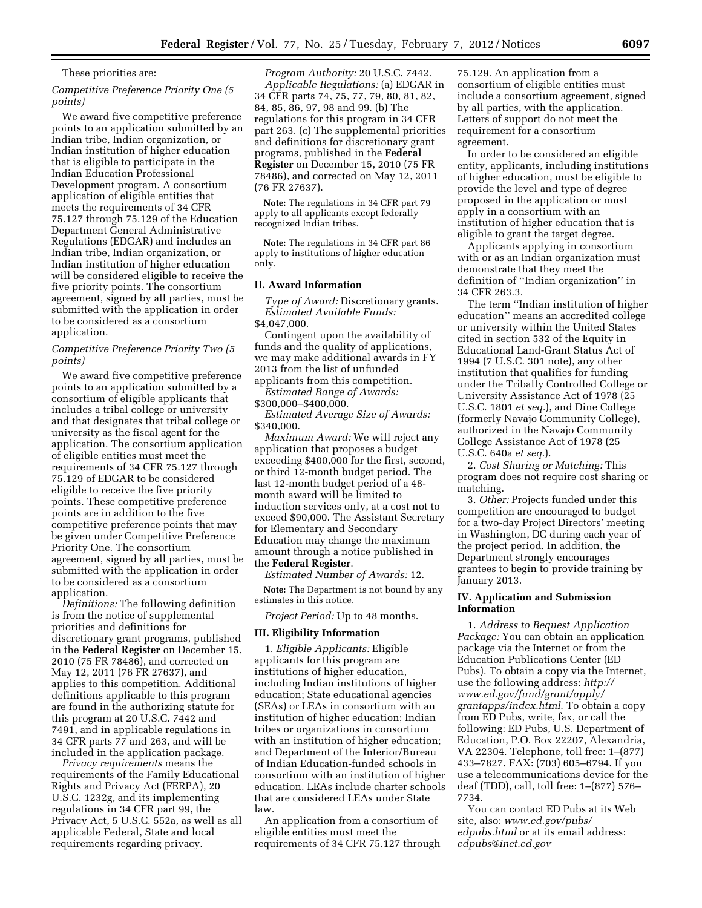These priorities are:

*Competitive Preference Priority One (5 points)*

We award five competitive preference points to an application submitted by an Indian tribe, Indian organization, or Indian institution of higher education that is eligible to participate in the Indian Education Professional Development program. A consortium application of eligible entities that meets the requirements of 34 CFR 75.127 through 75.129 of the Education Department General Administrative Regulations (EDGAR) and includes an Indian tribe, Indian organization, or Indian institution of higher education will be considered eligible to receive the five priority points. The consortium agreement, signed by all parties, must be submitted with the application in order to be considered as a consortium application.

*Competitive Preference Priority Two (5 points)*

We award five competitive preference points to an application submitted by a consortium of eligible applicants that includes a tribal college or university and that designates that tribal college or university as the fiscal agent for the application. The consortium application of eligible entities must meet the requirements of 34 CFR 75.127 through 75.129 of EDGAR to be considered eligible to receive the five priority points. These competitive preference points are in addition to the five competitive preference points that may be given under Competitive Preference Priority One. The consortium agreement, signed by all parties, must be submitted with the application in order to be considered as a consortium application.

*Definitions:* The following definition is from the notice of supplemental priorities and definitions for discretionary grant programs, published in the **Federal Register** on December 15, 2010 (75 FR 78486), and corrected on May 12, 2011 (76 FR 27637), and applies to this competition. Additional definitions applicable to this program are found in the authorizing statute for this program at 20 U.S.C. 7442 and 7491, and in applicable regulations in 34 CFR parts 77 and 263, and will be included in the application package.

*Privacy requirements* means the requirements of the Family Educational Rights and Privacy Act (FERPA), 20 U.S.C. 1232g, and its implementing regulations in 34 CFR part 99, the Privacy Act, 5 U.S.C. 552a, as well as all applicable Federal, State and local requirements regarding privacy.

*Program Authority:* 20 U.S.C. 7442.

*Applicable Regulations:* (a) EDGAR in 34 CFR parts 74, 75, 77, 79, 80, 81, 82, 84, 85, 86, 97, 98 and 99. (b) The regulations for this program in 34 CFR part 263. (c) The supplemental priorities and definitions for discretionary grant programs, published in the **Federal Register** on December 15, 2010 (75 FR 78486), and corrected on May 12, 2011 (76 FR 27637).

**Note:** The regulations in 34 CFR part 79 apply to all applicants except federally recognized Indian tribes.

**Note:** The regulations in 34 CFR part 86 apply to institutions of higher education only.

## II. Award Information

*Type of Award:* Discretionary grants.

*Estimated Available Funds:* $4,047,000.

Contingent upon the availability of funds and the quality of applications, we may make additional awards in FY 2013 from the list of unfunded applicants from this competition.

*Estimated Range of Awards:* $300,000–$400,000.

*Estimated Average Size of Awards:* $340,000.

*Maximum Award:* We will reject any application that proposes a budget exceeding $400,000 for the first, second, or third 12-month budget period. The last 12-month budget period of a 48-month award will be limited to induction services only, at a cost not to exceed $90,000. The Assistant Secretary for Elementary and Secondary Education may change the maximum amount through a notice published in the **Federal Register**.

*Estimated Number of Awards:* 12.

**Note:** The Department is not bound by any estimates in this notice.

*Project Period:* Up to 48 months.

## III. Eligibility Information

1. *Eligible Applicants:* Eligible applicants for this program are institutions of higher education, including Indian institutions of higher education; State educational agencies (SEAs) or LEAs in consortium with an institution of higher education; Indian tribes or organizations in consortium with an institution of higher education; and Department of the Interior/Bureau of Indian Education-funded schools in consortium with an institution of higher education. LEAs include charter schools that are considered LEAs under State law.

An application from a consortium of eligible entities must meet the requirements of 34 CFR 75.127 through 75.129. An application from a consortium of eligible entities must include a consortium agreement, signed by all parties, with the application. Letters of support do not meet the requirement for a consortium agreement.

In order to be considered an eligible entity, applicants, including institutions of higher education, must be eligible to provide the level and type of degree proposed in the application or must apply in a consortium with an institution of higher education that is eligible to grant the target degree.

Applicants applying in consortium with or as an Indian organization must demonstrate that they meet the definition of "Indian organization" in 34 CFR 263.3.

The term "Indian institution of higher education" means an accredited college or university within the United States cited in section 532 of the Equity in Educational Land-Grant Status Act of 1994 (7 U.S.C. 301 note), any other institution that qualifies for funding under the Tribally Controlled College or University Assistance Act of 1978 (25 U.S.C. 1801 *et seq.*), and Dine College (formerly Navajo Community College), authorized in the Navajo Community College Assistance Act of 1978 (25 U.S.C. 640a *et seq.*).

2. *Cost Sharing or Matching:* This program does not require cost sharing or matching.

3. *Other:* Projects funded under this competition are encouraged to budget for a two-day Project Directors' meeting in Washington, DC during each year of the project period. In addition, the Department strongly encourages grantees to begin to provide training by January 2013.

## IV. Application and Submission Information

1. *Address to Request Application Package:* You can obtain an application package via the Internet or from the Education Publications Center (ED Pubs). To obtain a copy via the Internet, use the following address: *http://www.ed.gov/fund/grant/apply/grantapps/index.html*. To obtain a copy from ED Pubs, write, fax, or call the following: ED Pubs, U.S. Department of Education, P.O. Box 22207, Alexandria, VA 22304. Telephone, toll free: 1–(877) 433–7827. FAX: (703) 605–6794. If you use a telecommunications device for the deaf (TDD), call, toll free: 1–(877) 576–7734.

You can contact ED Pubs at its Web site, also: *www.ed.gov/pubs/edpubs.html* or at its email address: *edpubs@inet.ed.gov*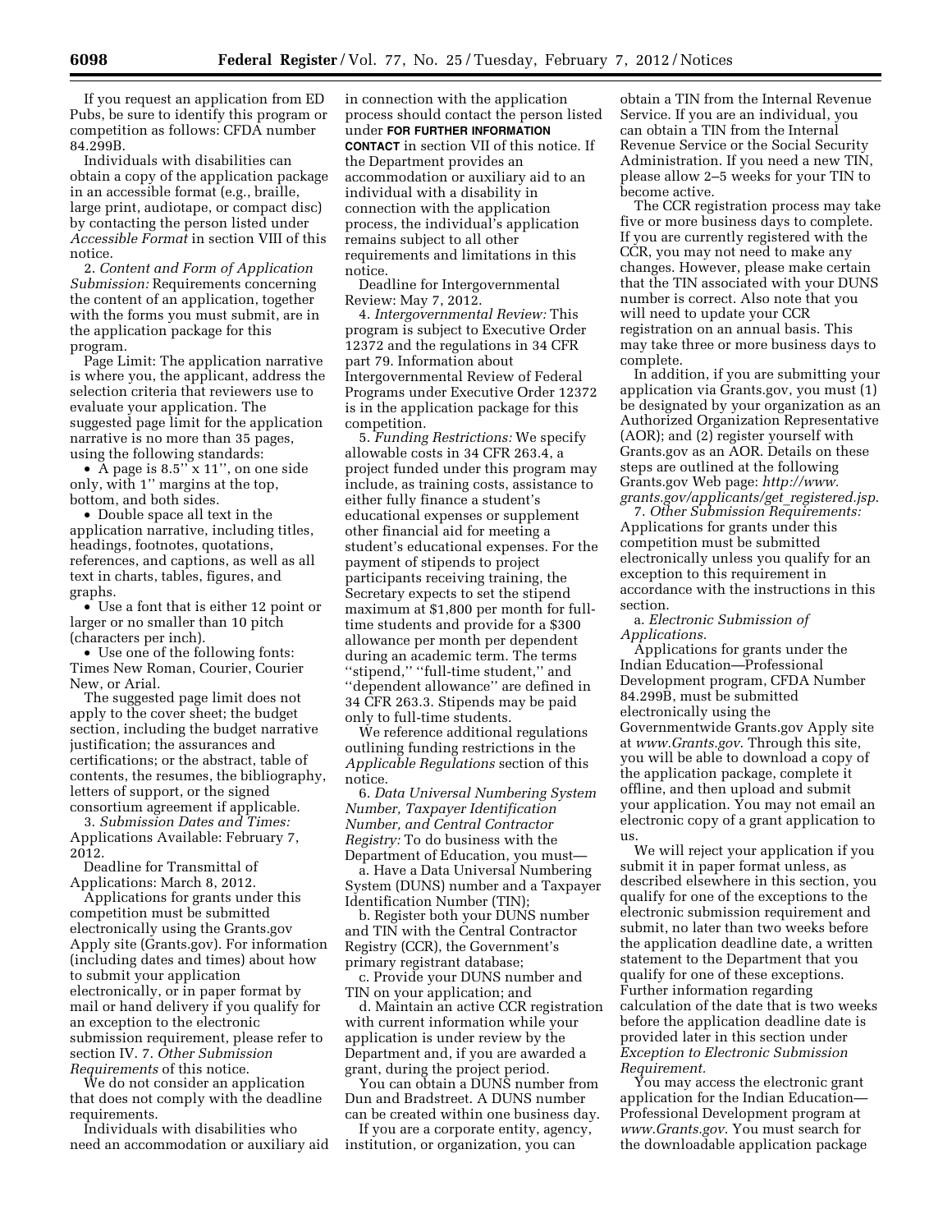If you request an application from ED Pubs, be sure to identify this program or competition as follows: CFDA number 84.299B.

Individuals with disabilities can obtain a copy of the application package in an accessible format (e.g., braille, large print, audiotape, or compact disc) by contacting the person listed under *Accessible Format* in section VIII of this notice.

2. *Content and Form of Application Submission:* Requirements concerning the content of an application, together with the forms you must submit, are in the application package for this program.

Page Limit: The application narrative is where you, the applicant, address the selection criteria that reviewers use to evaluate your application. The suggested page limit for the application narrative is no more than 35 pages, using the following standards:

- A page is 8.5'' x 11'', on one side only, with 1'' margins at the top, bottom, and both sides.
- Double space all text in the application narrative, including titles, headings, footnotes, quotations, references, and captions, as well as all text in charts, tables, figures, and graphs.
- Use a font that is either 12 point or larger or no smaller than 10 pitch (characters per inch).
- Use one of the following fonts: Times New Roman, Courier, Courier New, or Arial.

The suggested page limit does not apply to the cover sheet; the budget section, including the budget narrative justification; the assurances and certifications; or the abstract, table of contents, the resumes, the bibliography, letters of support, or the signed consortium agreement if applicable.

3. *Submission Dates and Times:* Applications Available: February 7, 2012.

Deadline for Transmittal of Applications: March 8, 2012.

Applications for grants under this competition must be submitted electronically using the Grants.gov Apply site (Grants.gov). For information (including dates and times) about how to submit your application electronically, or in paper format by mail or hand delivery if you qualify for an exception to the electronic submission requirement, please refer to section IV. 7. *Other Submission Requirements* of this notice.

We do not consider an application that does not comply with the deadline requirements.

Individuals with disabilities who need an accommodation or auxiliary aid in connection with the application process should contact the person listed under **FOR FURTHER INFORMATION CONTACT** in section VII of this notice. If the Department provides an accommodation or auxiliary aid to an individual with a disability in connection with the application process, the individual's application remains subject to all other requirements and limitations in this notice.

Deadline for Intergovernmental Review: May 7, 2012.

4. *Intergovernmental Review:* This program is subject to Executive Order 12372 and the regulations in 34 CFR part 79. Information about Intergovernmental Review of Federal Programs under Executive Order 12372 is in the application package for this competition.

5. *Funding Restrictions:* We specify allowable costs in 34 CFR 263.4, a project funded under this program may include, as training costs, assistance to either fully finance a student's educational expenses or supplement other financial aid for meeting a student's educational expenses. For the payment of stipends to project participants receiving training, the Secretary expects to set the stipend maximum at $1,800 per month for full-time students and provide for a $300 allowance per month per dependent during an academic term. The terms ''stipend,'' ''full-time student,'' and ''dependent allowance'' are defined in 34 CFR 263.3. Stipends may be paid only to full-time students.

We reference additional regulations outlining funding restrictions in the *Applicable Regulations* section of this notice.

6. *Data Universal Numbering System Number, Taxpayer Identification Number, and Central Contractor Registry:* To do business with the Department of Education, you must—

a. Have a Data Universal Numbering System (DUNS) number and a Taxpayer Identification Number (TIN);

b. Register both your DUNS number and TIN with the Central Contractor Registry (CCR), the Government's primary registrant database;

c. Provide your DUNS number and TIN on your application; and

d. Maintain an active CCR registration with current information while your application is under review by the Department and, if you are awarded a grant, during the project period.

You can obtain a DUNS number from Dun and Bradstreet. A DUNS number can be created within one business day.

If you are a corporate entity, agency, institution, or organization, you can obtain a TIN from the Internal Revenue Service. If you are an individual, you can obtain a TIN from the Internal Revenue Service or the Social Security Administration. If you need a new TIN, please allow 2–5 weeks for your TIN to become active.

The CCR registration process may take five or more business days to complete. If you are currently registered with the CCR, you may not need to make any changes. However, please make certain that the TIN associated with your DUNS number is correct. Also note that you will need to update your CCR registration on an annual basis. This may take three or more business days to complete.

In addition, if you are submitting your application via Grants.gov, you must (1) be designated by your organization as an Authorized Organization Representative (AOR); and (2) register yourself with Grants.gov as an AOR. Details on these steps are outlined at the following Grants.gov Web page: *http://www.grants.gov/applicants/get_registered.jsp*.

7. *Other Submission Requirements:* Applications for grants under this competition must be submitted electronically unless you qualify for an exception to this requirement in accordance with the instructions in this section.

a. *Electronic Submission of Applications.*

Applications for grants under the Indian Education—Professional Development program, CFDA Number 84.299B, must be submitted electronically using the Governmentwide Grants.gov Apply site at *www.Grants.gov*. Through this site, you will be able to download a copy of the application package, complete it offline, and then upload and submit your application. You may not email an electronic copy of a grant application to us.

We will reject your application if you submit it in paper format unless, as described elsewhere in this section, you qualify for one of the exceptions to the electronic submission requirement and submit, no later than two weeks before the application deadline date, a written statement to the Department that you qualify for one of these exceptions. Further information regarding calculation of the date that is two weeks before the application deadline date is provided later in this section under *Exception to Electronic Submission Requirement.*

You may access the electronic grant application for the Indian Education—Professional Development program at *www.Grants.gov*. You must search for the downloadable application package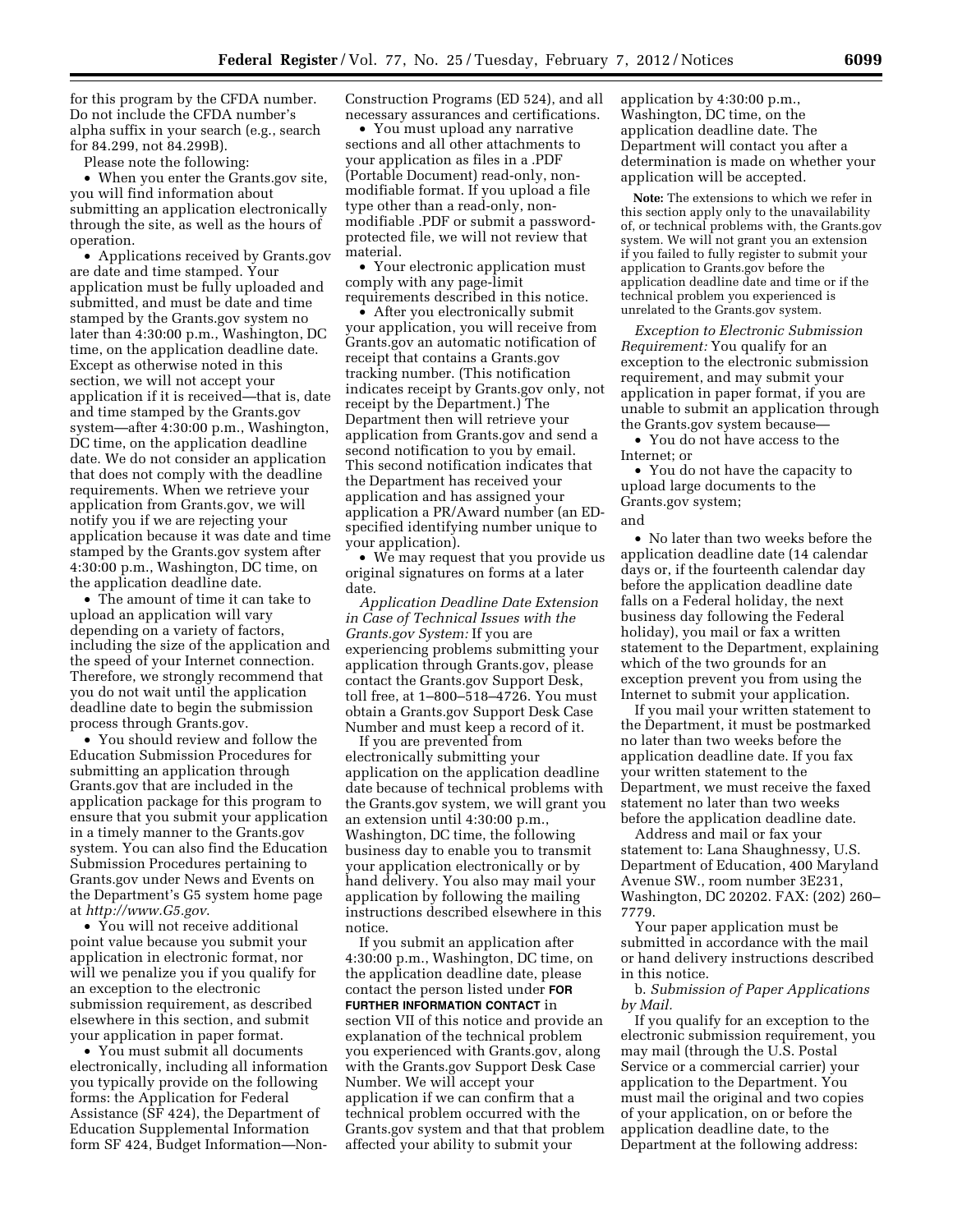for this program by the CFDA number. Do not include the CFDA number's alpha suffix in your search (e.g., search for 84.299, not 84.299B).

Please note the following:

- When you enter the Grants.gov site, you will find information about submitting an application electronically through the site, as well as the hours of operation.
- Applications received by Grants.gov are date and time stamped. Your application must be fully uploaded and submitted, and must be date and time stamped by the Grants.gov system no later than 4:30:00 p.m., Washington, DC time, on the application deadline date. Except as otherwise noted in this section, we will not accept your application if it is received—that is, date and time stamped by the Grants.gov system—after 4:30:00 p.m., Washington, DC time, on the application deadline date. We do not consider an application that does not comply with the deadline requirements. When we retrieve your application from Grants.gov, we will notify you if we are rejecting your application because it was date and time stamped by the Grants.gov system after 4:30:00 p.m., Washington, DC time, on the application deadline date.
- The amount of time it can take to upload an application will vary depending on a variety of factors, including the size of the application and the speed of your Internet connection. Therefore, we strongly recommend that you do not wait until the application deadline date to begin the submission process through Grants.gov.
- You should review and follow the Education Submission Procedures for submitting an application through Grants.gov that are included in the application package for this program to ensure that you submit your application in a timely manner to the Grants.gov system. You can also find the Education Submission Procedures pertaining to Grants.gov under News and Events on the Department's G5 system home page at *http://www.G5.gov*.
- You will not receive additional point value because you submit your application in electronic format, nor will we penalize you if you qualify for an exception to the electronic submission requirement, as described elsewhere in this section, and submit your application in paper format.
- You must submit all documents electronically, including all information you typically provide on the following forms: the Application for Federal Assistance (SF 424), the Department of Education Supplemental Information form SF 424, Budget Information—Non-Construction Programs (ED 524), and all necessary assurances and certifications.
- You must upload any narrative sections and all other attachments to your application as files in a .PDF (Portable Document) read-only, non-modifiable format. If you upload a file type other than a read-only, non-modifiable .PDF or submit a password-protected file, we will not review that material.
- Your electronic application must comply with any page-limit requirements described in this notice.
- After you electronically submit your application, you will receive from Grants.gov an automatic notification of receipt that contains a Grants.gov tracking number. (This notification indicates receipt by Grants.gov only, not receipt by the Department.) The Department then will retrieve your application from Grants.gov and send a second notification to you by email. This second notification indicates that the Department has received your application and has assigned your application a PR/Award number (an ED-specified identifying number unique to your application).
- We may request that you provide us original signatures on forms at a later date.

*Application Deadline Date Extension in Case of Technical Issues with the Grants.gov System:* If you are experiencing problems submitting your application through Grants.gov, please contact the Grants.gov Support Desk, toll free, at 1–800–518–4726. You must obtain a Grants.gov Support Desk Case Number and must keep a record of it.

If you are prevented from electronically submitting your application on the application deadline date because of technical problems with the Grants.gov system, we will grant you an extension until 4:30:00 p.m., Washington, DC time, the following business day to enable you to transmit your application electronically or by hand delivery. You also may mail your application by following the mailing instructions described elsewhere in this notice.

If you submit an application after 4:30:00 p.m., Washington, DC time, on the application deadline date, please contact the person listed under **FOR FURTHER INFORMATION CONTACT** in section VII of this notice and provide an explanation of the technical problem you experienced with Grants.gov, along with the Grants.gov Support Desk Case Number. We will accept your application if we can confirm that a technical problem occurred with the Grants.gov system and that that problem affected your ability to submit your application by 4:30:00 p.m., Washington, DC time, on the application deadline date. The Department will contact you after a determination is made on whether your application will be accepted.

**Note:** The extensions to which we refer in this section apply only to the unavailability of, or technical problems with, the Grants.gov system. We will not grant you an extension if you failed to fully register to submit your application to Grants.gov before the application deadline date and time or if the technical problem you experienced is unrelated to the Grants.gov system.

*Exception to Electronic Submission Requirement:* You qualify for an exception to the electronic submission requirement, and may submit your application in paper format, if you are unable to submit an application through the Grants.gov system because—

- You do not have access to the Internet; or
- You do not have the capacity to upload large documents to the Grants.gov system;

and

- No later than two weeks before the application deadline date (14 calendar days or, if the fourteenth calendar day before the application deadline date falls on a Federal holiday, the next business day following the Federal holiday), you mail or fax a written statement to the Department, explaining which of the two grounds for an exception prevent you from using the Internet to submit your application.

If you mail your written statement to the Department, it must be postmarked no later than two weeks before the application deadline date. If you fax your written statement to the Department, we must receive the faxed statement no later than two weeks before the application deadline date.

Address and mail or fax your statement to: Lana Shaughnessy, U.S. Department of Education, 400 Maryland Avenue SW., room number 3E231, Washington, DC 20202. FAX: (202) 260–7779.

Your paper application must be submitted in accordance with the mail or hand delivery instructions described in this notice.

b. *Submission of Paper Applications by Mail.*

If you qualify for an exception to the electronic submission requirement, you may mail (through the U.S. Postal Service or a commercial carrier) your application to the Department. You must mail the original and two copies of your application, on or before the application deadline date, to the Department at the following address: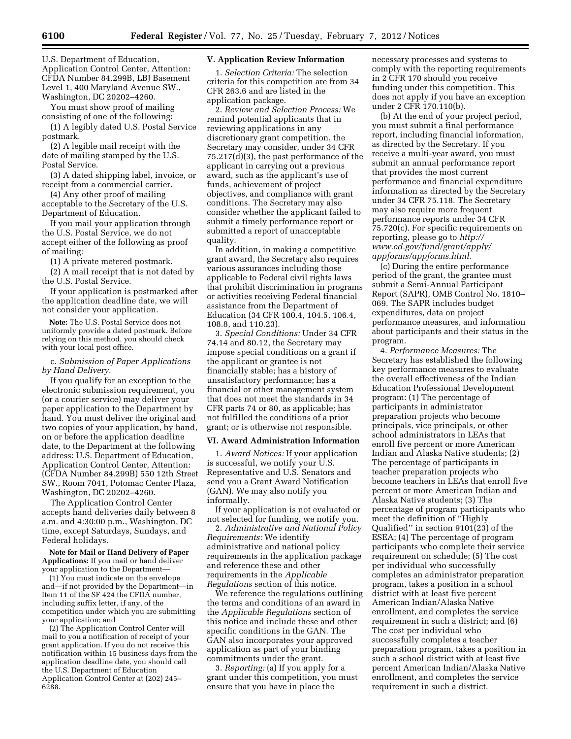U.S. Department of Education, Application Control Center, Attention: CFDA Number 84.299B, LBJ Basement Level 1, 400 Maryland Avenue SW., Washington, DC 20202–4260.

You must show proof of mailing consisting of one of the following:

(1) A legibly dated U.S. Postal Service postmark.

(2) A legible mail receipt with the date of mailing stamped by the U.S. Postal Service.

(3) A dated shipping label, invoice, or receipt from a commercial carrier.

(4) Any other proof of mailing acceptable to the Secretary of the U.S. Department of Education.

If you mail your application through the U.S. Postal Service, we do not accept either of the following as proof of mailing:

(1) A private metered postmark.

(2) A mail receipt that is not dated by the U.S. Postal Service.

If your application is postmarked after the application deadline date, we will not consider your application.

**Note:** The U.S. Postal Service does not uniformly provide a dated postmark. Before relying on this method, you should check with your local post office.

c. *Submission of Paper Applications by Hand Delivery.*

If you qualify for an exception to the electronic submission requirement, you (or a courier service) may deliver your paper application to the Department by hand. You must deliver the original and two copies of your application, by hand, on or before the application deadline date, to the Department at the following address: U.S. Department of Education, Application Control Center, Attention: (CFDA Number 84.299B) 550 12th Street SW., Room 7041, Potomac Center Plaza, Washington, DC 20202–4260.

The Application Control Center accepts hand deliveries daily between 8 a.m. and 4:30:00 p.m., Washington, DC time, except Saturdays, Sundays, and Federal holidays.

**Note for Mail or Hand Delivery of Paper Applications:** If you mail or hand deliver your application to the Department—

(1) You must indicate on the envelope and—if not provided by the Department—in Item 11 of the SF 424 the CFDA number, including suffix letter, if any, of the competition under which you are submitting your application; and

(2) The Application Control Center will mail to you a notification of receipt of your grant application. If you do not receive this notification within 15 business days from the application deadline date, you should call the U.S. Department of Education Application Control Center at (202) 245–6288.

## V. Application Review Information

1. *Selection Criteria:* The selection criteria for this competition are from 34 CFR 263.6 and are listed in the application package.

2. *Review and Selection Process:* We remind potential applicants that in reviewing applications in any discretionary grant competition, the Secretary may consider, under 34 CFR 75.217(d)(3), the past performance of the applicant in carrying out a previous award, such as the applicant's use of funds, achievement of project objectives, and compliance with grant conditions. The Secretary may also consider whether the applicant failed to submit a timely performance report or submitted a report of unacceptable quality.

In addition, in making a competitive grant award, the Secretary also requires various assurances including those applicable to Federal civil rights laws that prohibit discrimination in programs or activities receiving Federal financial assistance from the Department of Education (34 CFR 100.4, 104.5, 106.4, 108.8, and 110.23).

3. *Special Conditions:* Under 34 CFR 74.14 and 80.12, the Secretary may impose special conditions on a grant if the applicant or grantee is not financially stable; has a history of unsatisfactory performance; has a financial or other management system that does not meet the standards in 34 CFR parts 74 or 80, as applicable; has not fulfilled the conditions of a prior grant; or is otherwise not responsible.

## VI. Award Administration Information

1. *Award Notices:* If your application is successful, we notify your U.S. Representative and U.S. Senators and send you a Grant Award Notification (GAN). We may also notify you informally.

If your application is not evaluated or not selected for funding, we notify you.

2. *Administrative and National Policy Requirements:* We identify administrative and national policy requirements in the application package and reference these and other requirements in the *Applicable Regulations* section of this notice.

We reference the regulations outlining the terms and conditions of an award in the *Applicable Regulations* section of this notice and include these and other specific conditions in the GAN. The GAN also incorporates your approved application as part of your binding commitments under the grant.

3. *Reporting:* (a) If you apply for a grant under this competition, you must ensure that you have in place the necessary processes and systems to comply with the reporting requirements in 2 CFR 170 should you receive funding under this competition. This does not apply if you have an exception under 2 CFR 170.110(b).

(b) At the end of your project period, you must submit a final performance report, including financial information, as directed by the Secretary. If you receive a multi-year award, you must submit an annual performance report that provides the most current performance and financial expenditure information as directed by the Secretary under 34 CFR 75.118. The Secretary may also require more frequent performance reports under 34 CFR 75.720(c). For specific requirements on reporting, please go to *http://www.ed.gov/fund/grant/apply/appforms/appforms.html.*

(c) During the entire performance period of the grant, the grantee must submit a Semi-Annual Participant Report (SAPR), OMB Control No. 1810–069. The SAPR includes budget expenditures, data on project performance measures, and information about participants and their status in the program.

4. *Performance Measures:* The Secretary has established the following key performance measures to evaluate the overall effectiveness of the Indian Education Professional Development program: (1) The percentage of participants in administrator preparation projects who become principals, vice principals, or other school administrators in LEAs that enroll five percent or more American Indian and Alaska Native students; (2) The percentage of participants in teacher preparation projects who become teachers in LEAs that enroll five percent or more American Indian and Alaska Native students; (3) The percentage of program participants who meet the definition of "Highly Qualified" in section 9101(23) of the ESEA; (4) The percentage of program participants who complete their service requirement on schedule; (5) The cost per individual who successfully completes an administrator preparation program, takes a position in a school district with at least five percent American Indian/Alaska Native enrollment, and completes the service requirement in such a district; and (6) The cost per individual who successfully completes a teacher preparation program, takes a position in such a school district with at least five percent American Indian/Alaska Native enrollment, and completes the service requirement in such a district.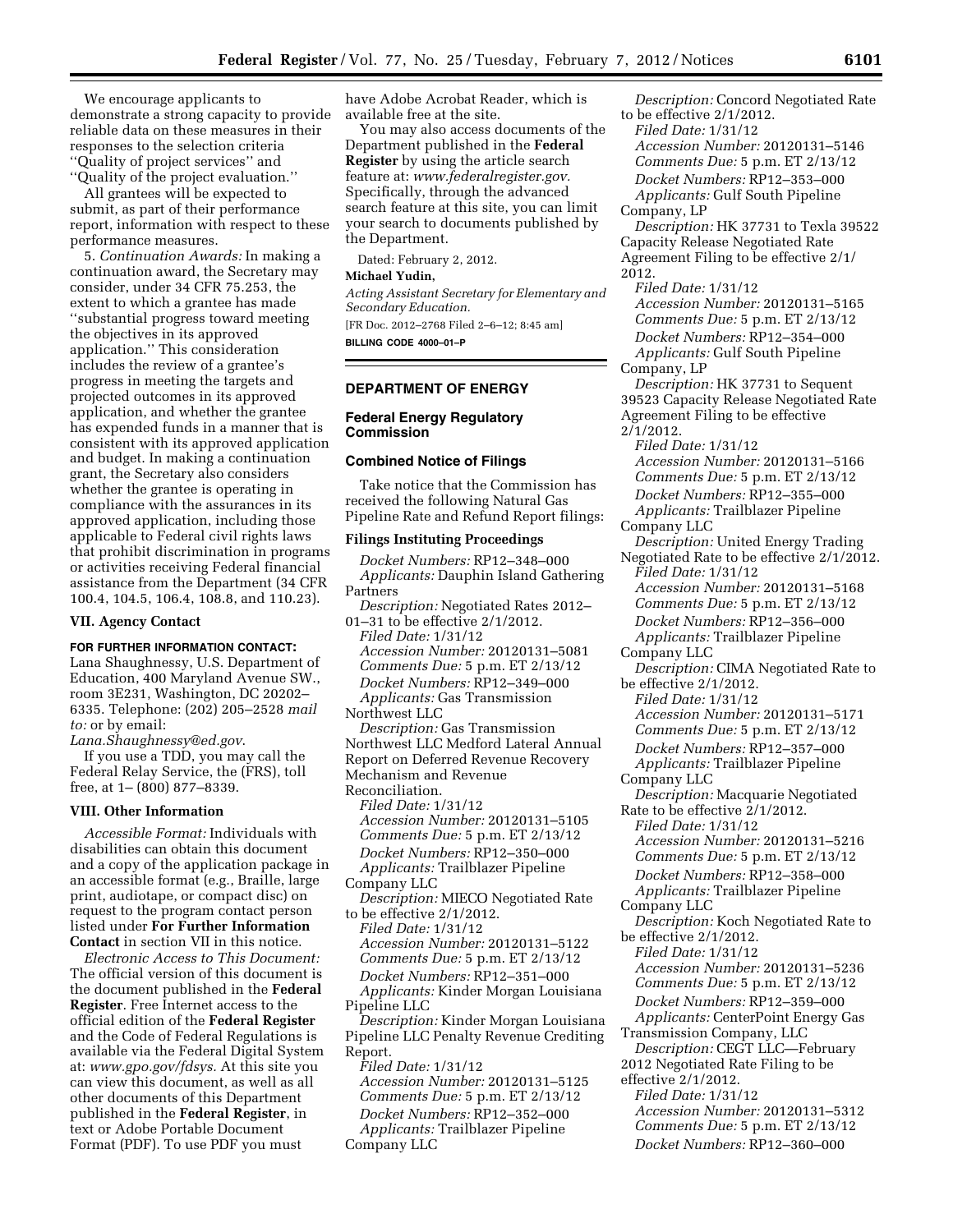We encourage applicants to demonstrate a strong capacity to provide reliable data on these measures in their responses to the selection criteria ''Quality of project services'' and ''Quality of the project evaluation.''

All grantees will be expected to submit, as part of their performance report, information with respect to these performance measures.

5. *Continuation Awards:* In making a continuation award, the Secretary may consider, under 34 CFR 75.253, the extent to which a grantee has made ''substantial progress toward meeting the objectives in its approved application.'' This consideration includes the review of a grantee's progress in meeting the targets and projected outcomes in its approved application, and whether the grantee has expended funds in a manner that is consistent with its approved application and budget. In making a continuation grant, the Secretary also considers whether the grantee is operating in compliance with the assurances in its approved application, including those applicable to Federal civil rights laws that prohibit discrimination in programs or activities receiving Federal financial assistance from the Department (34 CFR 100.4, 104.5, 106.4, 108.8, and 110.23).

### VII. Agency Contact

**FOR FURTHER INFORMATION CONTACT:** Lana Shaughnessy, U.S. Department of Education, 400 Maryland Avenue SW., room 3E231, Washington, DC 20202–6335. Telephone: (202) 205–2528 *mail to:* or by email: *Lana.Shaughnessy@ed.gov*.

If you use a TDD, you may call the Federal Relay Service, the (FRS), toll free, at 1– (800) 877–8339.

### VIII. Other Information

*Accessible Format:* Individuals with disabilities can obtain this document and a copy of the application package in an accessible format (e.g., Braille, large print, audiotape, or compact disc) on request to the program contact person listed under **For Further Information Contact** in section VII in this notice.

*Electronic Access to This Document:* The official version of this document is the document published in the **Federal Register**. Free Internet access to the official edition of the **Federal Register** and the Code of Federal Regulations is available via the Federal Digital System at: *www.gpo.gov/fdsys.* At this site you can view this document, as well as all other documents of this Department published in the **Federal Register**, in text or Adobe Portable Document Format (PDF). To use PDF you must have Adobe Acrobat Reader, which is available free at the site.

You may also access documents of the Department published in the **Federal Register** by using the article search feature at: *www.federalregister.gov*. Specifically, through the advanced search feature at this site, you can limit your search to documents published by the Department.

Dated: February 2, 2012.

**Michael Yudin,**

*Acting Assistant Secretary for Elementary and Secondary Education.*

[FR Doc. 2012–2768 Filed 2–6–12; 8:45 am]

**BILLING CODE 4000–01–P**

## DEPARTMENT OF ENERGY

### Federal Energy Regulatory Commission

### Combined Notice of Filings

Take notice that the Commission has received the following Natural Gas Pipeline Rate and Refund Report filings:

#### Filings Instituting Proceedings

*Docket Numbers:* RP12–348–000
*Applicants:* Dauphin Island Gathering Partners
*Description:* Negotiated Rates 2012–01–31 to be effective 2/1/2012.
*Filed Date:* 1/31/12
*Accession Number:* 20120131–5081
*Comments Due:* 5 p.m. ET 2/13/12

*Docket Numbers:* RP12–349–000
*Applicants:* Gas Transmission Northwest LLC
*Description:* Gas Transmission Northwest LLC Medford Lateral Annual Report on Deferred Revenue Recovery Mechanism and Revenue Reconciliation.
*Filed Date:* 1/31/12
*Accession Number:* 20120131–5105
*Comments Due:* 5 p.m. ET 2/13/12

*Docket Numbers:* RP12–350–000
*Applicants:* Trailblazer Pipeline Company LLC
*Description:* MIECO Negotiated Rate to be effective 2/1/2012.
*Filed Date:* 1/31/12
*Accession Number:* 20120131–5122
*Comments Due:* 5 p.m. ET 2/13/12

*Docket Numbers:* RP12–351–000
*Applicants:* Kinder Morgan Louisiana Pipeline LLC
*Description:* Kinder Morgan Louisiana Pipeline LLC Penalty Revenue Crediting Report.
*Filed Date:* 1/31/12
*Accession Number:* 20120131–5125
*Comments Due:* 5 p.m. ET 2/13/12

*Docket Numbers:* RP12–352–000
*Applicants:* Trailblazer Pipeline Company LLC
*Description:* Concord Negotiated Rate to be effective 2/1/2012.
*Filed Date:* 1/31/12
*Accession Number:* 20120131–5146
*Comments Due:* 5 p.m. ET 2/13/12

*Docket Numbers:* RP12–353–000
*Applicants:* Gulf South Pipeline Company, LP
*Description:* HK 37731 to Texla 39522 Capacity Release Negotiated Rate Agreement Filing to be effective 2/1/2012.
*Filed Date:* 1/31/12
*Accession Number:* 20120131–5165
*Comments Due:* 5 p.m. ET 2/13/12

*Docket Numbers:* RP12–354–000
*Applicants:* Gulf South Pipeline Company, LP
*Description:* HK 37731 to Sequent 39523 Capacity Release Negotiated Rate Agreement Filing to be effective 2/1/2012.
*Filed Date:* 1/31/12
*Accession Number:* 20120131–5166
*Comments Due:* 5 p.m. ET 2/13/12

*Docket Numbers:* RP12–355–000
*Applicants:* Trailblazer Pipeline Company LLC
*Description:* United Energy Trading Negotiated Rate to be effective 2/1/2012.
*Filed Date:* 1/31/12
*Accession Number:* 20120131–5168
*Comments Due:* 5 p.m. ET 2/13/12

*Docket Numbers:* RP12–356–000
*Applicants:* Trailblazer Pipeline Company LLC
*Description:* CIMA Negotiated Rate to be effective 2/1/2012.
*Filed Date:* 1/31/12
*Accession Number:* 20120131–5171
*Comments Due:* 5 p.m. ET 2/13/12

*Docket Numbers:* RP12–357–000
*Applicants:* Trailblazer Pipeline Company LLC
*Description:* Macquarie Negotiated Rate to be effective 2/1/2012.
*Filed Date:* 1/31/12
*Accession Number:* 20120131–5216
*Comments Due:* 5 p.m. ET 2/13/12

*Docket Numbers:* RP12–358–000
*Applicants:* Trailblazer Pipeline Company LLC
*Description:* Koch Negotiated Rate to be effective 2/1/2012.
*Filed Date:* 1/31/12
*Accession Number:* 20120131–5236
*Comments Due:* 5 p.m. ET 2/13/12

*Docket Numbers:* RP12–359–000
*Applicants:* CenterPoint Energy Gas Transmission Company, LLC
*Description:* CEGT LLC—February 2012 Negotiated Rate Filing to be effective 2/1/2012.
*Filed Date:* 1/31/12
*Accession Number:* 20120131–5312
*Comments Due:* 5 p.m. ET 2/13/12

*Docket Numbers:* RP12–360–000